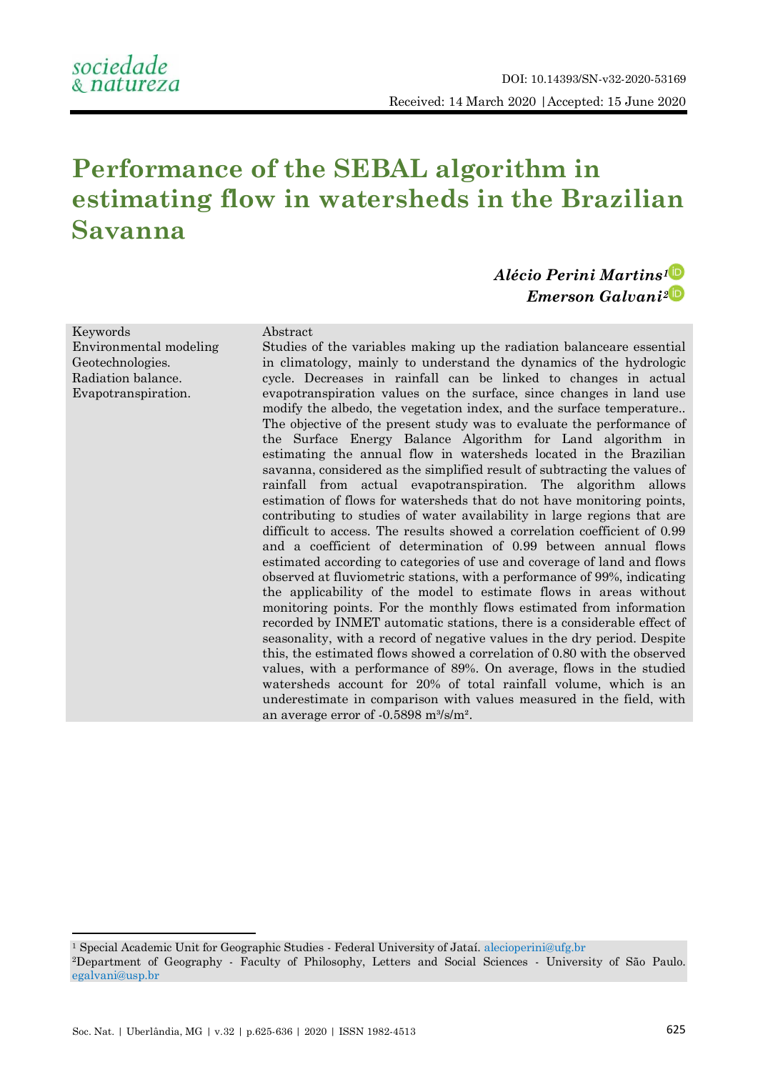DOI: 10.14393/SN-v32-2020-53169

Received: 14 March 2020 | Accepted: 15 June 2020

# Performance of the SEBAL algorithm in estimating flow in watersheds in the Brazilian Savanna

***Alécio Perini Martins[1]***
***Emerson Galvani[2]***

**Keywords**

Environmental modeling
Geotechnologies.
Radiation balance.
Evapotranspiration.

**Abstract**

Studies of the variables making up the radiation balanceare essential in climatology, mainly to understand the dynamics of the hydrologic cycle. Decreases in rainfall can be linked to changes in actual evapotranspiration values on the surface, since changes in land use modify the albedo, the vegetation index, and the surface temperature.. The objective of the present study was to evaluate the performance of the Surface Energy Balance Algorithm for Land algorithm in estimating the annual flow in watersheds located in the Brazilian savanna, considered as the simplified result of subtracting the values of rainfall from actual evapotranspiration. The algorithm allows estimation of flows for watersheds that do not have monitoring points, contributing to studies of water availability in large regions that are difficult to access. The results showed a correlation coefficient of 0.99 and a coefficient of determination of 0.99 between annual flows estimated according to categories of use and coverage of land and flows observed at fluviometric stations, with a performance of 99%, indicating the applicability of the model to estimate flows in areas without monitoring points. For the monthly flows estimated from information recorded by INMET automatic stations, there is a considerable effect of seasonality, with a record of negative values in the dry period. Despite this, the estimated flows showed a correlation of 0.80 with the observed values, with a performance of 89%. On average, flows in the studied watersheds account for 20% of total rainfall volume, which is an underestimate in comparison with values measured in the field, with an average error of -0.5898 $m^3/s/m^2$.

---

[1] Special Academic Unit for Geographic Studies - Federal University of Jataí. alecioperini@ufg.br

[2] Department of Geography - Faculty of Philosophy, Letters and Social Sciences - University of São Paulo. egalvani@usp.br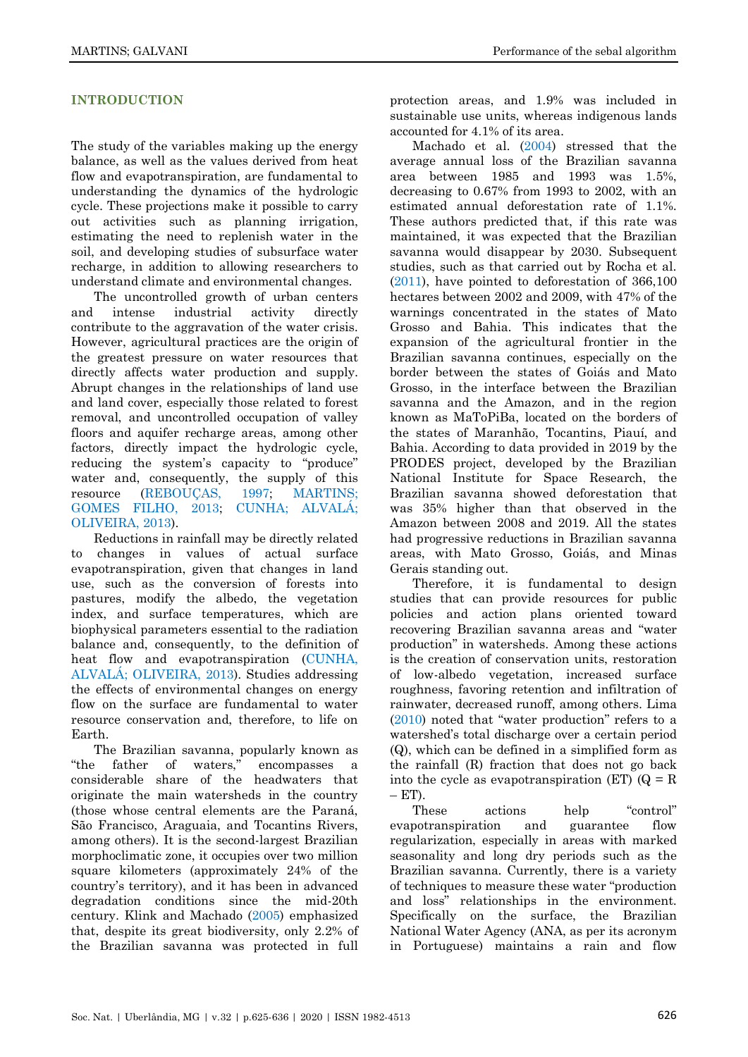## INTRODUCTION

The study of the variables making up the energy balance, as well as the values derived from heat flow and evapotranspiration, are fundamental to understanding the dynamics of the hydrologic cycle. These projections make it possible to carry out activities such as planning irrigation, estimating the need to replenish water in the soil, and developing studies of subsurface water recharge, in addition to allowing researchers to understand climate and environmental changes.

The uncontrolled growth of urban centers and intense industrial activity directly contribute to the aggravation of the water crisis. However, agricultural practices are the origin of the greatest pressure on water resources that directly affects water production and supply. Abrupt changes in the relationships of land use and land cover, especially those related to forest removal, and uncontrolled occupation of valley floors and aquifer recharge areas, among other factors, directly impact the hydrologic cycle, reducing the system's capacity to "produce" water and, consequently, the supply of this resource (REBOUÇAS, 1997; MARTINS; GOMES FILHO, 2013; CUNHA; ALVALÁ; OLIVEIRA, 2013).

Reductions in rainfall may be directly related to changes in values of actual surface evapotranspiration, given that changes in land use, such as the conversion of forests into pastures, modify the albedo, the vegetation index, and surface temperatures, which are biophysical parameters essential to the radiation balance and, consequently, to the definition of heat flow and evapotranspiration (CUNHA, ALVALÁ; OLIVEIRA, 2013). Studies addressing the effects of environmental changes on energy flow on the surface are fundamental to water resource conservation and, therefore, to life on Earth.

The Brazilian savanna, popularly known as "the father of waters," encompasses a considerable share of the headwaters that originate the main watersheds in the country (those whose central elements are the Paraná, São Francisco, Araguaia, and Tocantins Rivers, among others). It is the second-largest Brazilian morphoclimatic zone, it occupies over two million square kilometers (approximately 24% of the country's territory), and it has been in advanced degradation conditions since the mid-20th century. Klink and Machado (2005) emphasized that, despite its great biodiversity, only 2.2% of the Brazilian savanna was protected in full protection areas, and 1.9% was included in sustainable use units, whereas indigenous lands accounted for 4.1% of its area.

Machado et al. (2004) stressed that the average annual loss of the Brazilian savanna area between 1985 and 1993 was 1.5%, decreasing to 0.67% from 1993 to 2002, with an estimated annual deforestation rate of 1.1%. These authors predicted that, if this rate was maintained, it was expected that the Brazilian savanna would disappear by 2030. Subsequent studies, such as that carried out by Rocha et al. (2011), have pointed to deforestation of 366,100 hectares between 2002 and 2009, with 47% of the warnings concentrated in the states of Mato Grosso and Bahia. This indicates that the expansion of the agricultural frontier in the Brazilian savanna continues, especially on the border between the states of Goiás and Mato Grosso, in the interface between the Brazilian savanna and the Amazon, and in the region known as MaToPiBa, located on the borders of the states of Maranhão, Tocantins, Piauí, and Bahia. According to data provided in 2019 by the PRODES project, developed by the Brazilian National Institute for Space Research, the Brazilian savanna showed deforestation that was 35% higher than that observed in the Amazon between 2008 and 2019. All the states had progressive reductions in Brazilian savanna areas, with Mato Grosso, Goiás, and Minas Gerais standing out.

Therefore, it is fundamental to design studies that can provide resources for public policies and action plans oriented toward recovering Brazilian savanna areas and "water production" in watersheds. Among these actions is the creation of conservation units, restoration of low-albedo vegetation, increased surface roughness, favoring retention and infiltration of rainwater, decreased runoff, among others. Lima (2010) noted that "water production" refers to a watershed's total discharge over a certain period (Q), which can be defined in a simplified form as the rainfall (R) fraction that does not go back into the cycle as evapotranspiration (ET) ($Q = R - ET$).

These actions help "control" evapotranspiration and guarantee flow regularization, especially in areas with marked seasonality and long dry periods such as the Brazilian savanna. Currently, there is a variety of techniques to measure these water "production and loss" relationships in the environment. Specifically on the surface, the Brazilian National Water Agency (ANA, as per its acronym in Portuguese) maintains a rain and flow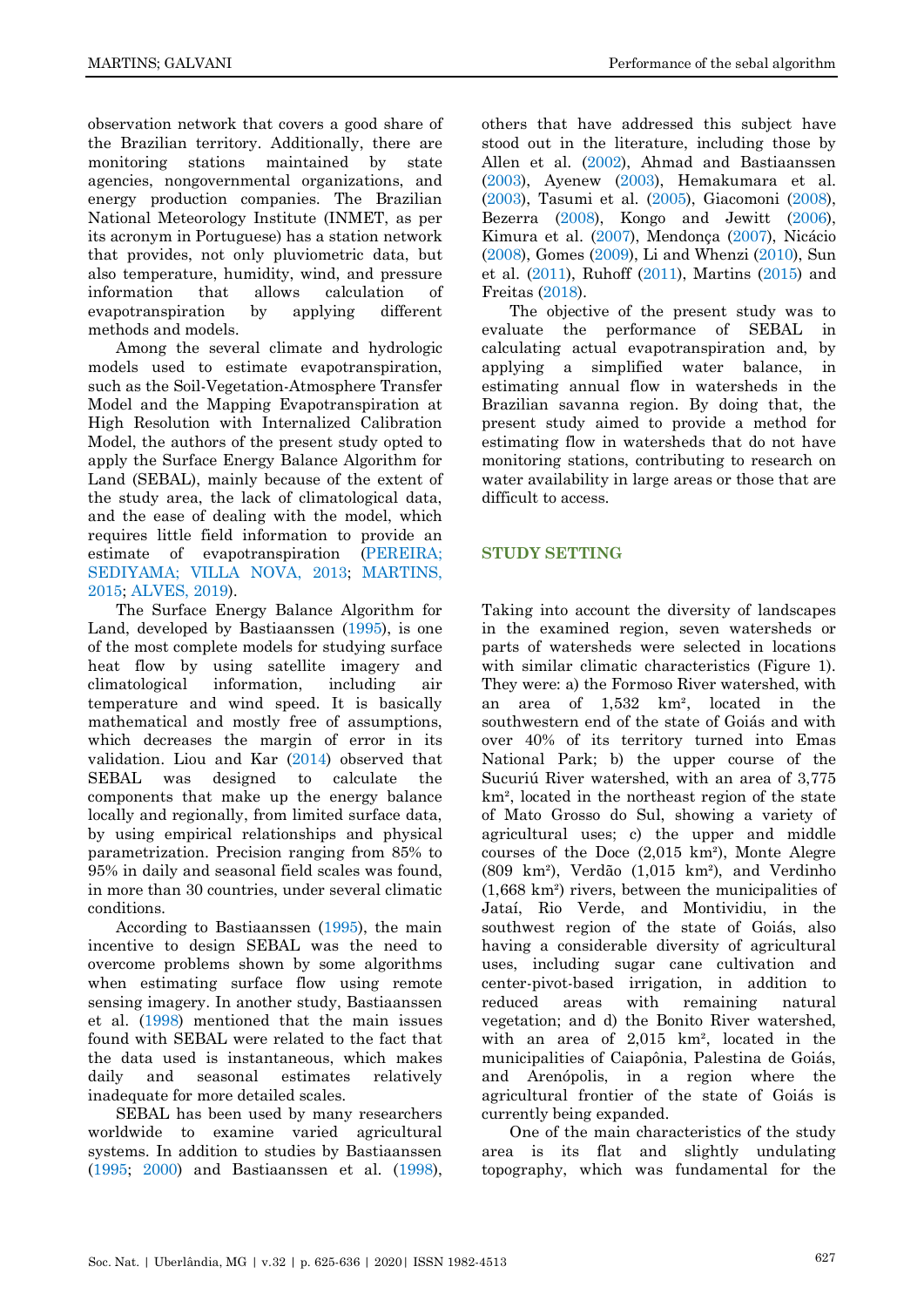observation network that covers a good share of the Brazilian territory. Additionally, there are monitoring stations maintained by state agencies, nongovernmental organizations, and energy production companies. The Brazilian National Meteorology Institute (INMET, as per its acronym in Portuguese) has a station network that provides, not only pluviometric data, but also temperature, humidity, wind, and pressure information that allows calculation of evapotranspiration by applying different methods and models.

Among the several climate and hydrologic models used to estimate evapotranspiration, such as the Soil-Vegetation-Atmosphere Transfer Model and the Mapping Evapotranspiration at High Resolution with Internalized Calibration Model, the authors of the present study opted to apply the Surface Energy Balance Algorithm for Land (SEBAL), mainly because of the extent of the study area, the lack of climatological data, and the ease of dealing with the model, which requires little field information to provide an estimate of evapotranspiration (PEREIRA; SEDIYAMA; VILLA NOVA, 2013; MARTINS, 2015; ALVES, 2019).

The Surface Energy Balance Algorithm for Land, developed by Bastiaanssen (1995), is one of the most complete models for studying surface heat flow by using satellite imagery and climatological information, including air temperature and wind speed. It is basically mathematical and mostly free of assumptions, which decreases the margin of error in its validation. Liou and Kar (2014) observed that SEBAL was designed to calculate the components that make up the energy balance locally and regionally, from limited surface data, by using empirical relationships and physical parametrization. Precision ranging from 85% to 95% in daily and seasonal field scales was found, in more than 30 countries, under several climatic conditions.

According to Bastiaanssen (1995), the main incentive to design SEBAL was the need to overcome problems shown by some algorithms when estimating surface flow using remote sensing imagery. In another study, Bastiaanssen et al. (1998) mentioned that the main issues found with SEBAL were related to the fact that the data used is instantaneous, which makes daily and seasonal estimates relatively inadequate for more detailed scales.

SEBAL has been used by many researchers worldwide to examine varied agricultural systems. In addition to studies by Bastiaanssen (1995; 2000) and Bastiaanssen et al. (1998), others that have addressed this subject have stood out in the literature, including those by Allen et al. (2002), Ahmad and Bastiaanssen (2003), Ayenew (2003), Hemakumara et al. (2003), Tasumi et al. (2005), Giacomoni (2008), Bezerra (2008), Kongo and Jewitt (2006), Kimura et al. (2007), Mendonça (2007), Nicácio (2008), Gomes (2009), Li and Whenzi (2010), Sun et al. (2011), Ruhoff (2011), Martins (2015) and Freitas (2018).

The objective of the present study was to evaluate the performance of SEBAL in calculating actual evapotranspiration and, by applying a simplified water balance, in estimating annual flow in watersheds in the Brazilian savanna region. By doing that, the present study aimed to provide a method for estimating flow in watersheds that do not have monitoring stations, contributing to research on water availability in large areas or those that are difficult to access.

## STUDY SETTING

Taking into account the diversity of landscapes in the examined region, seven watersheds or parts of watersheds were selected in locations with similar climatic characteristics (Figure 1). They were: a) the Formoso River watershed, with an area of 1,532 km², located in the southwestern end of the state of Goiás and with over 40% of its territory turned into Emas National Park; b) the upper course of the Sucuriú River watershed, with an area of 3,775 km², located in the northeast region of the state of Mato Grosso do Sul, showing a variety of agricultural uses; c) the upper and middle courses of the Doce (2,015 km²), Monte Alegre (809 km²), Verdão (1,015 km²), and Verdinho (1,668 km²) rivers, between the municipalities of Jataí, Rio Verde, and Montividiu, in the southwest region of the state of Goiás, also having a considerable diversity of agricultural uses, including sugar cane cultivation and center-pivot-based irrigation, in addition to reduced areas with remaining natural vegetation; and d) the Bonito River watershed, with an area of 2,015 km², located in the municipalities of Caiapônia, Palestina de Goiás, and Arenópolis, in a region where the agricultural frontier of the state of Goiás is currently being expanded.

One of the main characteristics of the study area is its flat and slightly undulating topography, which was fundamental for the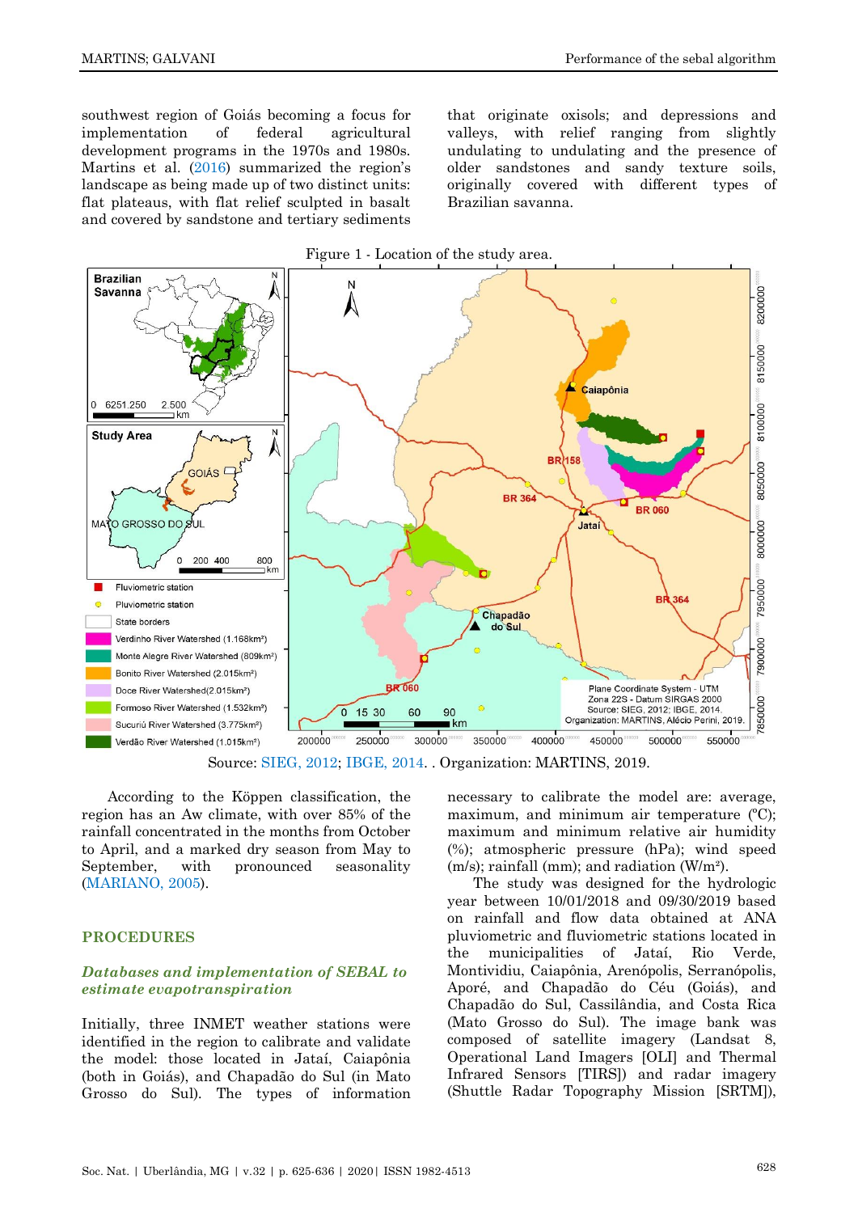southwest region of Goiás becoming a focus for implementation of federal agricultural development programs in the 1970s and 1980s. Martins et al. (2016) summarized the region's landscape as being made up of two distinct units: flat plateaus, with flat relief sculpted in basalt and covered by sandstone and tertiary sediments that originate oxisols; and depressions and valleys, with relief ranging from slightly undulating to undulating and the presence of older sandstones and sandy texture soils, originally covered with different types of Brazilian savanna.

Figure 1 - Location of the study area.

Source: SIEG, 2012; IBGE, 2014. . Organization: MARTINS, 2019.

According to the Köppen classification, the region has an Aw climate, with over 85% of the rainfall concentrated in the months from October to April, and a marked dry season from May to September, with pronounced seasonality (MARIANO, 2005).

## PROCEDURES

### *Databases and implementation of SEBAL to estimate evapotranspiration*

Initially, three INMET weather stations were identified in the region to calibrate and validate the model: those located in Jataí, Caiapônia (both in Goiás), and Chapadão do Sul (in Mato Grosso do Sul). The types of information necessary to calibrate the model are: average, maximum, and minimum air temperature (ºC); maximum and minimum relative air humidity (%); atmospheric pressure (hPa); wind speed (m/s); rainfall (mm); and radiation (W/m²).

The study was designed for the hydrologic year between 10/01/2018 and 09/30/2019 based on rainfall and flow data obtained at ANA pluviometric and fluviometric stations located in the municipalities of Jataí, Rio Verde, Montividiu, Caiapônia, Arenópolis, Serranópolis, Aporé, and Chapadão do Céu (Goiás), and Chapadão do Sul, Cassilândia, and Costa Rica (Mato Grosso do Sul). The image bank was composed of satellite imagery (Landsat 8, Operational Land Imagers [OLI] and Thermal Infrared Sensors [TIRS]) and radar imagery (Shuttle Radar Topography Mission [SRTM]),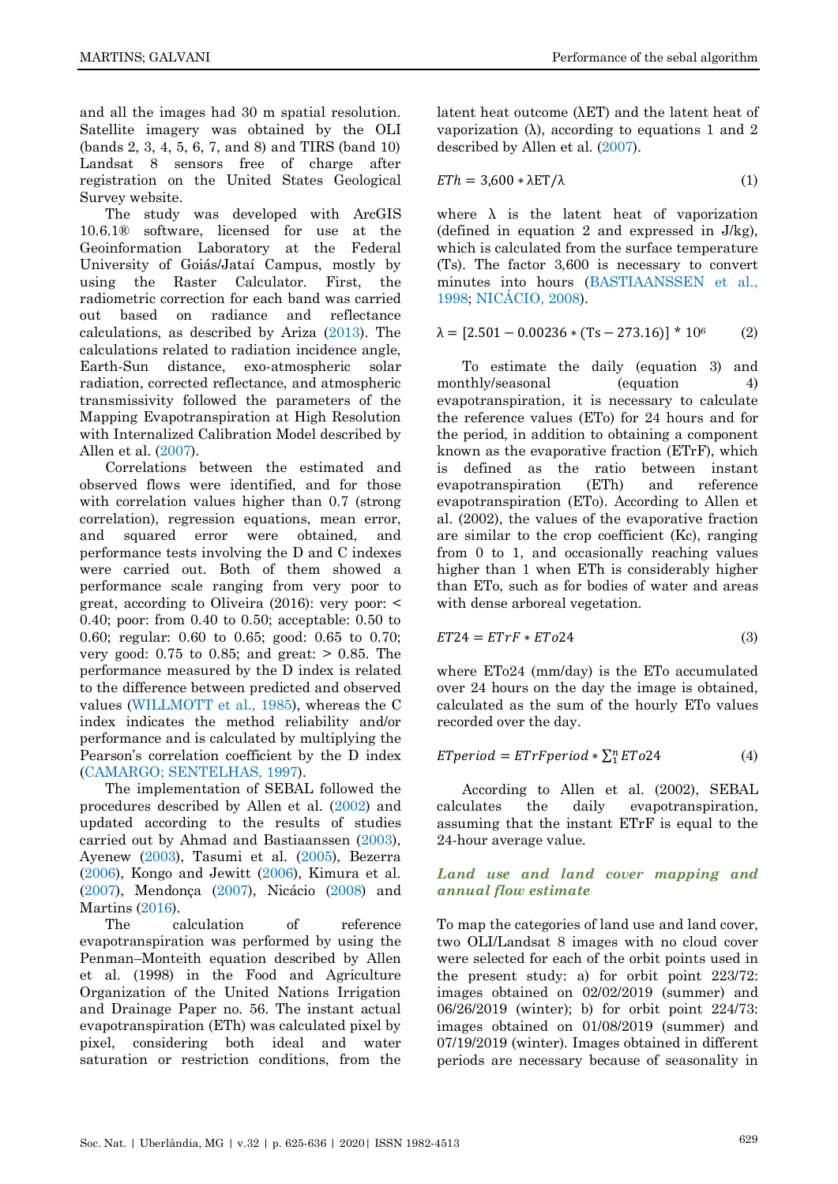and all the images had 30 m spatial resolution. Satellite imagery was obtained by the OLI (bands 2, 3, 4, 5, 6, 7, and 8) and TIRS (band 10) Landsat 8 sensors free of charge after registration on the United States Geological Survey website.

The study was developed with ArcGIS 10.6.1® software, licensed for use at the Geoinformation Laboratory at the Federal University of Goiás/Jataí Campus, mostly by using the Raster Calculator. First, the radiometric correction for each band was carried out based on radiance and reflectance calculations, as described by Ariza (2013). The calculations related to radiation incidence angle, Earth-Sun distance, exo-atmospheric solar radiation, corrected reflectance, and atmospheric transmissivity followed the parameters of the Mapping Evapotranspiration at High Resolution with Internalized Calibration Model described by Allen et al. (2007).

Correlations between the estimated and observed flows were identified, and for those with correlation values higher than 0.7 (strong correlation), regression equations, mean error, and squared error were obtained, and performance tests involving the D and C indexes were carried out. Both of them showed a performance scale ranging from very poor to great, according to Oliveira (2016): very poor: < 0.40; poor: from 0.40 to 0.50; acceptable: 0.50 to 0.60; regular: 0.60 to 0.65; good: 0.65 to 0.70; very good: 0.75 to 0.85; and great: > 0.85. The performance measured by the D index is related to the difference between predicted and observed values (WILLMOTT et al., 1985), whereas the C index indicates the method reliability and/or performance and is calculated by multiplying the Pearson's correlation coefficient by the D index (CAMARGO; SENTELHAS, 1997).

The implementation of SEBAL followed the procedures described by Allen et al. (2002) and updated according to the results of studies carried out by Ahmad and Bastiaanssen (2003), Ayenew (2003), Tasumi et al. (2005), Bezerra (2006), Kongo and Jewitt (2006), Kimura et al. (2007), Mendonça (2007), Nicácio (2008) and Martins (2016).

The calculation of reference evapotranspiration was performed by using the Penman–Monteith equation described by Allen et al. (1998) in the Food and Agriculture Organization of the United Nations Irrigation and Drainage Paper no. 56. The instant actual evapotranspiration (ETh) was calculated pixel by pixel, considering both ideal and water saturation or restriction conditions, from the latent heat outcome (λET) and the latent heat of vaporization (λ), according to equations 1 and 2 described by Allen et al. (2007).

$$ETh = 3{,}600 * \lambda ET/\lambda \tag{1}$$

where λ is the latent heat of vaporization (defined in equation 2 and expressed in J/kg), which is calculated from the surface temperature (Ts). The factor 3,600 is necessary to convert minutes into hours (BASTIAANSSEN et al., 1998; NICÁCIO, 2008).

$$\lambda = [2.501 - 0.00236 * (Ts - 273.16)] * 10^6 \tag{2}$$

To estimate the daily (equation 3) and monthly/seasonal (equation 4) evapotranspiration, it is necessary to calculate the reference values (ETo) for 24 hours and for the period, in addition to obtaining a component known as the evaporative fraction (ETrF), which is defined as the ratio between instant evapotranspiration (ETh) and reference evapotranspiration (ETo). According to Allen et al. (2002), the values of the evaporative fraction are similar to the crop coefficient (Kc), ranging from 0 to 1, and occasionally reaching values higher than 1 when ETh is considerably higher than ETo, such as for bodies of water and areas with dense arboreal vegetation.

$$ET24 = ETrF * ETo24 \tag{3}$$

where ETo24 (mm/day) is the ETo accumulated over 24 hours on the day the image is obtained, calculated as the sum of the hourly ETo values recorded over the day.

$$ETperiod = ETrFperiod * \textstyle\sum_1^n ETo24 \tag{4}$$

According to Allen et al. (2002), SEBAL calculates the daily evapotranspiration, assuming that the instant ETrF is equal to the 24-hour average value.

### *Land use and land cover mapping and annual flow estimate*

To map the categories of land use and land cover, two OLI/Landsat 8 images with no cloud cover were selected for each of the orbit points used in the present study: a) for orbit point 223/72: images obtained on 02/02/2019 (summer) and 06/26/2019 (winter); b) for orbit point 224/73: images obtained on 01/08/2019 (summer) and 07/19/2019 (winter). Images obtained in different periods are necessary because of seasonality in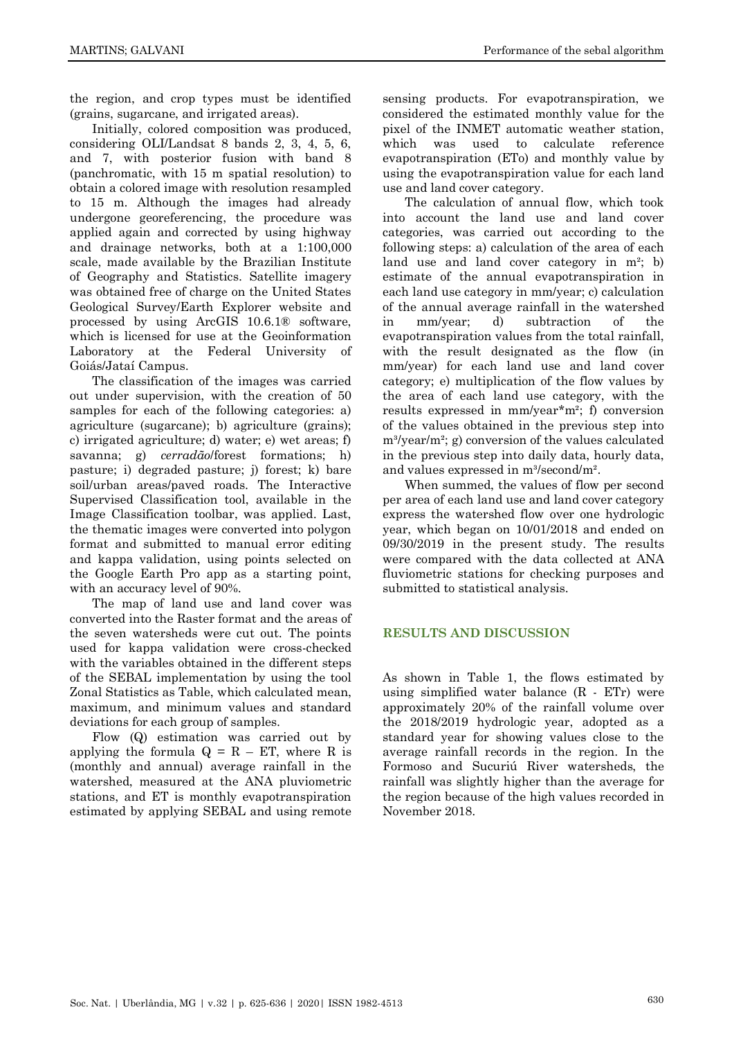the region, and crop types must be identified (grains, sugarcane, and irrigated areas).

Initially, colored composition was produced, considering OLI/Landsat 8 bands 2, 3, 4, 5, 6, and 7, with posterior fusion with band 8 (panchromatic, with 15 m spatial resolution) to obtain a colored image with resolution resampled to 15 m. Although the images had already undergone georeferencing, the procedure was applied again and corrected by using highway and drainage networks, both at a 1:100,000 scale, made available by the Brazilian Institute of Geography and Statistics. Satellite imagery was obtained free of charge on the United States Geological Survey/Earth Explorer website and processed by using ArcGIS 10.6.1® software, which is licensed for use at the Geoinformation Laboratory at the Federal University of Goiás/Jataí Campus.

The classification of the images was carried out under supervision, with the creation of 50 samples for each of the following categories: a) agriculture (sugarcane); b) agriculture (grains); c) irrigated agriculture; d) water; e) wet areas; f) savanna; g) *cerradão*/forest formations; h) pasture; i) degraded pasture; j) forest; k) bare soil/urban areas/paved roads. The Interactive Supervised Classification tool, available in the Image Classification toolbar, was applied. Last, the thematic images were converted into polygon format and submitted to manual error editing and kappa validation, using points selected on the Google Earth Pro app as a starting point, with an accuracy level of 90%.

The map of land use and land cover was converted into the Raster format and the areas of the seven watersheds were cut out. The points used for kappa validation were cross-checked with the variables obtained in the different steps of the SEBAL implementation by using the tool Zonal Statistics as Table, which calculated mean, maximum, and minimum values and standard deviations for each group of samples.

Flow (Q) estimation was carried out by applying the formula $Q = R - ET$, where R is (monthly and annual) average rainfall in the watershed, measured at the ANA pluviometric stations, and ET is monthly evapotranspiration estimated by applying SEBAL and using remote sensing products. For evapotranspiration, we considered the estimated monthly value for the pixel of the INMET automatic weather station, which was used to calculate reference evapotranspiration (ETo) and monthly value by using the evapotranspiration value for each land use and land cover category.

The calculation of annual flow, which took into account the land use and land cover categories, was carried out according to the following steps: a) calculation of the area of each land use and land cover category in $m^2$; b) estimate of the annual evapotranspiration in each land use category in mm/year; c) calculation of the annual average rainfall in the watershed in mm/year; d) subtraction of the evapotranspiration values from the total rainfall, with the result designated as the flow (in mm/year) for each land use and land cover category; e) multiplication of the flow values by the area of each land use category, with the results expressed in mm/year*$m^2$; f) conversion of the values obtained in the previous step into $m^3$/year/$m^2$; g) conversion of the values calculated in the previous step into daily data, hourly data, and values expressed in $m^3$/second/$m^2$.

When summed, the values of flow per second per area of each land use and land cover category express the watershed flow over one hydrologic year, which began on 10/01/2018 and ended on 09/30/2019 in the present study. The results were compared with the data collected at ANA fluviometric stations for checking purposes and submitted to statistical analysis.

## RESULTS AND DISCUSSION

As shown in Table 1, the flows estimated by using simplified water balance (R - ETr) were approximately 20% of the rainfall volume over the 2018/2019 hydrologic year, adopted as a standard year for showing values close to the average rainfall records in the region. In the Formoso and Sucuriú River watersheds, the rainfall was slightly higher than the average for the region because of the high values recorded in November 2018.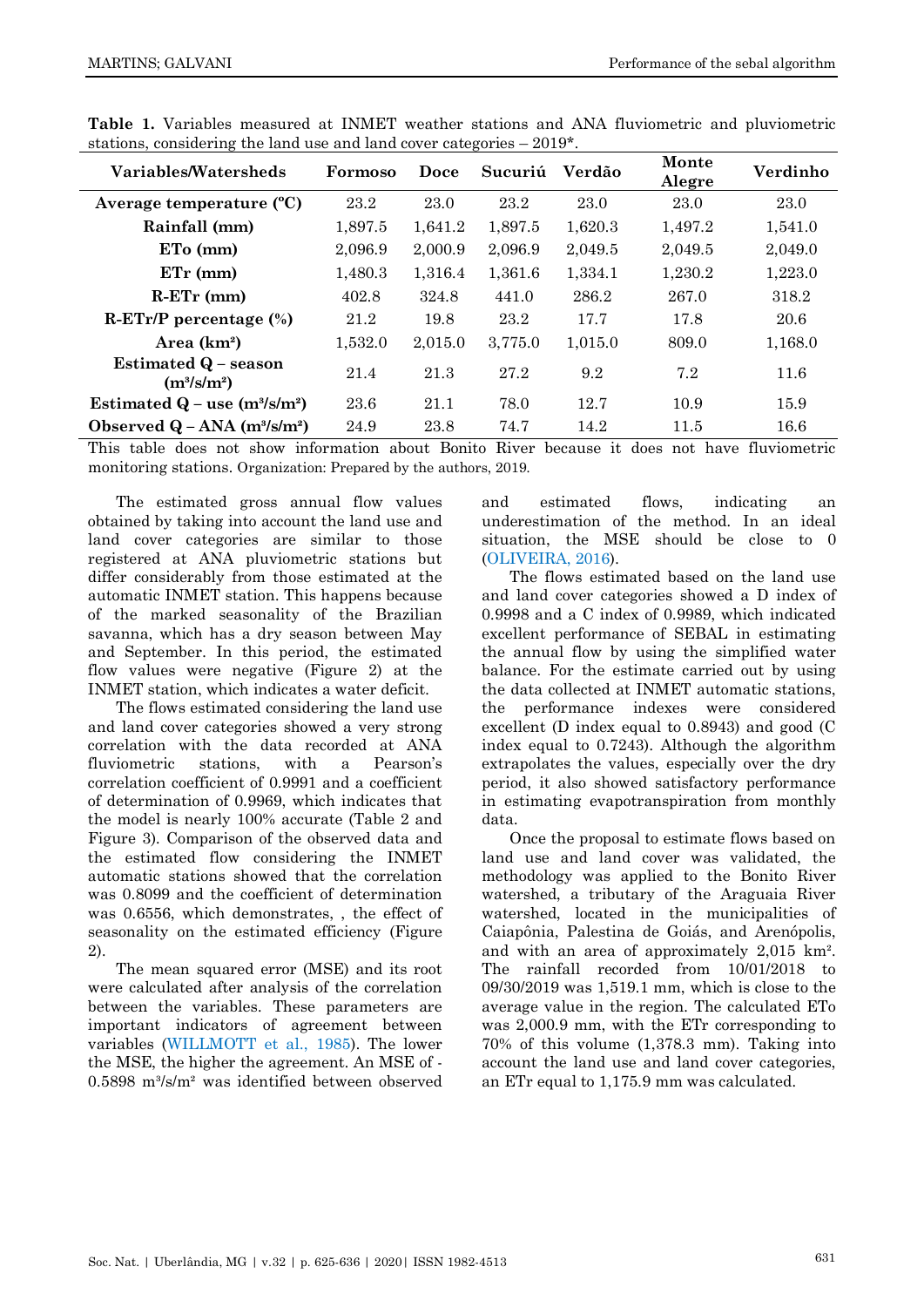**Table 1.** Variables measured at INMET weather stations and ANA fluviometric and pluviometric stations, considering the land use and land cover categories – 2019*.

| Variables/Watersheds | Formoso | Doce | Sucuriú | Verdão | Monte Alegre | Verdinho |
|---|---|---|---|---|---|---|
| **Average temperature (ºC)** | 23.2 | 23.0 | 23.2 | 23.0 | 23.0 | 23.0 |
| **Rainfall (mm)** | 1,897.5 | 1,641.2 | 1,897.5 | 1,620.3 | 1,497.2 | 1,541.0 |
| **ETo (mm)** | 2,096.9 | 2,000.9 | 2,096.9 | 2,049.5 | 2,049.5 | 2,049.0 |
| **ETr (mm)** | 1,480.3 | 1,316.4 | 1,361.6 | 1,334.1 | 1,230.2 | 1,223.0 |
| **R-ETr (mm)** | 402.8 | 324.8 | 441.0 | 286.2 | 267.0 | 318.2 |
| **R-ETr/P percentage (%)** | 21.2 | 19.8 | 23.2 | 17.7 | 17.8 | 20.6 |
| **Area (km²)** | 1,532.0 | 2,015.0 | 3,775.0 | 1,015.0 | 809.0 | 1,168.0 |
| **Estimated Q – season (m³/s/m²)** | 21.4 | 21.3 | 27.2 | 9.2 | 7.2 | 11.6 |
| **Estimated Q – use (m³/s/m²)** | 23.6 | 21.1 | 78.0 | 12.7 | 10.9 | 15.9 |
| **Observed Q – ANA (m³/s/m²)** | 24.9 | 23.8 | 74.7 | 14.2 | 11.5 | 16.6 |

This table does not show information about Bonito River because it does not have fluviometric monitoring stations. Organization: Prepared by the authors, 2019.

The estimated gross annual flow values obtained by taking into account the land use and land cover categories are similar to those registered at ANA pluviometric stations but differ considerably from those estimated at the automatic INMET station. This happens because of the marked seasonality of the Brazilian savanna, which has a dry season between May and September. In this period, the estimated flow values were negative (Figure 2) at the INMET station, which indicates a water deficit.

The flows estimated considering the land use and land cover categories showed a very strong correlation with the data recorded at ANA fluviometric stations, with a Pearson's correlation coefficient of 0.9991 and a coefficient of determination of 0.9969, which indicates that the model is nearly 100% accurate (Table 2 and Figure 3). Comparison of the observed data and the estimated flow considering the INMET automatic stations showed that the correlation was 0.8099 and the coefficient of determination was 0.6556, which demonstrates, , the effect of seasonality on the estimated efficiency (Figure 2).

The mean squared error (MSE) and its root were calculated after analysis of the correlation between the variables. These parameters are important indicators of agreement between variables (WILLMOTT et al., 1985). The lower the MSE, the higher the agreement. An MSE of -0.5898 m³/s/m² was identified between observed and estimated flows, indicating an underestimation of the method. In an ideal situation, the MSE should be close to 0 (OLIVEIRA, 2016).

The flows estimated based on the land use and land cover categories showed a D index of 0.9998 and a C index of 0.9989, which indicated excellent performance of SEBAL in estimating the annual flow by using the simplified water balance. For the estimate carried out by using the data collected at INMET automatic stations, the performance indexes were considered excellent (D index equal to 0.8943) and good (C index equal to 0.7243). Although the algorithm extrapolates the values, especially over the dry period, it also showed satisfactory performance in estimating evapotranspiration from monthly data.

Once the proposal to estimate flows based on land use and land cover was validated, the methodology was applied to the Bonito River watershed, a tributary of the Araguaia River watershed, located in the municipalities of Caiapônia, Palestina de Goiás, and Arenópolis, and with an area of approximately 2,015 km². The rainfall recorded from 10/01/2018 to 09/30/2019 was 1,519.1 mm, which is close to the average value in the region. The calculated ETo was 2,000.9 mm, with the ETr corresponding to 70% of this volume (1,378.3 mm). Taking into account the land use and land cover categories, an ETr equal to 1,175.9 mm was calculated.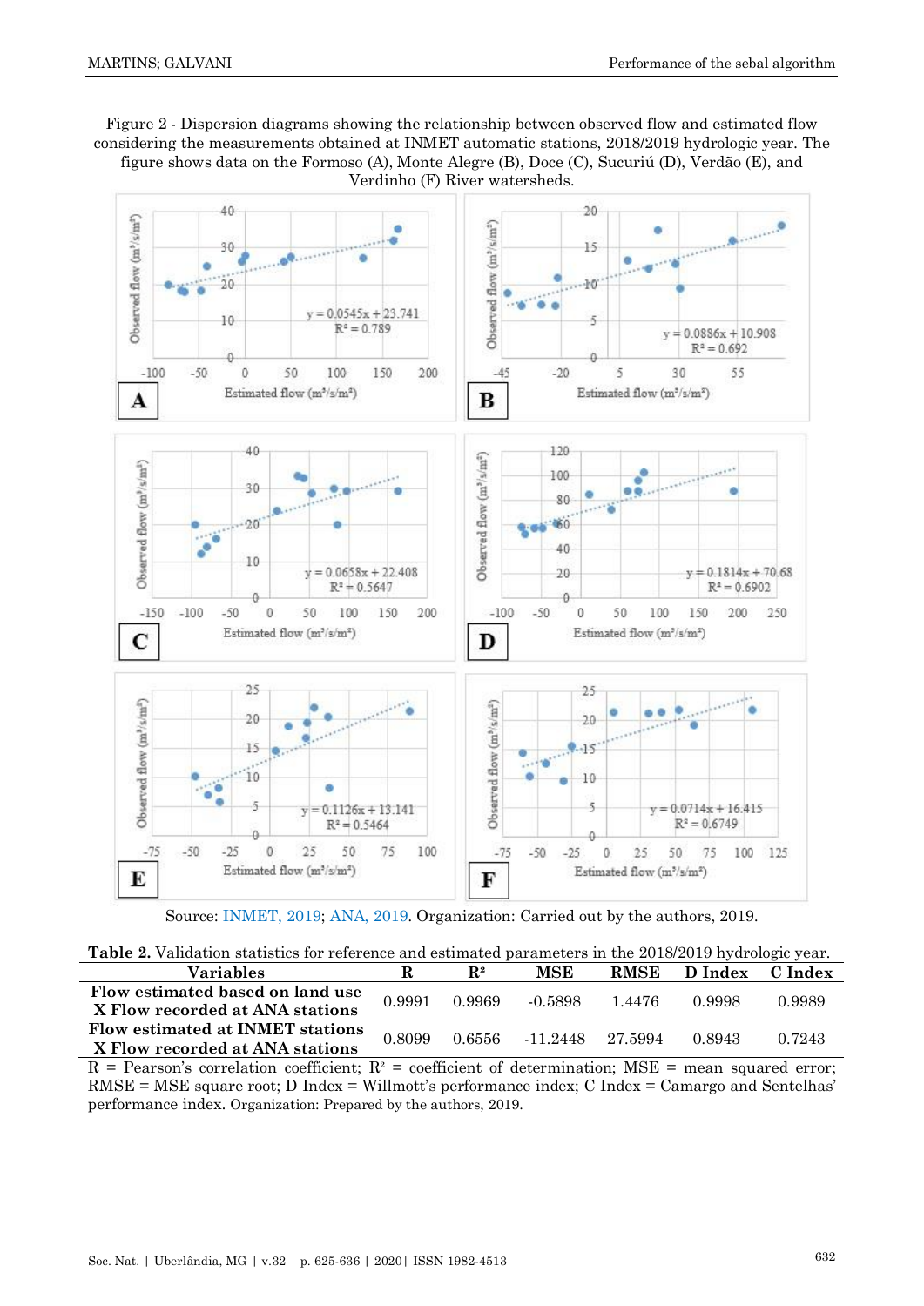Figure 2 - Dispersion diagrams showing the relationship between observed flow and estimated flow considering the measurements obtained at INMET automatic stations, 2018/2019 hydrologic year. The figure shows data on the Formoso (A), Monte Alegre (B), Doce (C), Sucuriú (D), Verdão (E), and Verdinho (F) River watersheds.

Source: INMET, 2019; ANA, 2019. Organization: Carried out by the authors, 2019.

**Table 2.** Validation statistics for reference and estimated parameters in the 2018/2019 hydrologic year.

| Variables | R | R² | MSE | RMSE | D Index | C Index |
|---|---|---|---|---|---|---|
| **Flow estimated based on land use X Flow recorded at ANA stations** | 0.9991 | 0.9969 | -0.5898 | 1.4476 | 0.9998 | 0.9989 |
| **Flow estimated at INMET stations X Flow recorded at ANA stations** | 0.8099 | 0.6556 | -11.2448 | 27.5994 | 0.8943 | 0.7243 |

R = Pearson's correlation coefficient; R² = coefficient of determination; MSE = mean squared error; RMSE = MSE square root; D Index = Willmott's performance index; C Index = Camargo and Sentelhas' performance index. Organization: Prepared by the authors, 2019.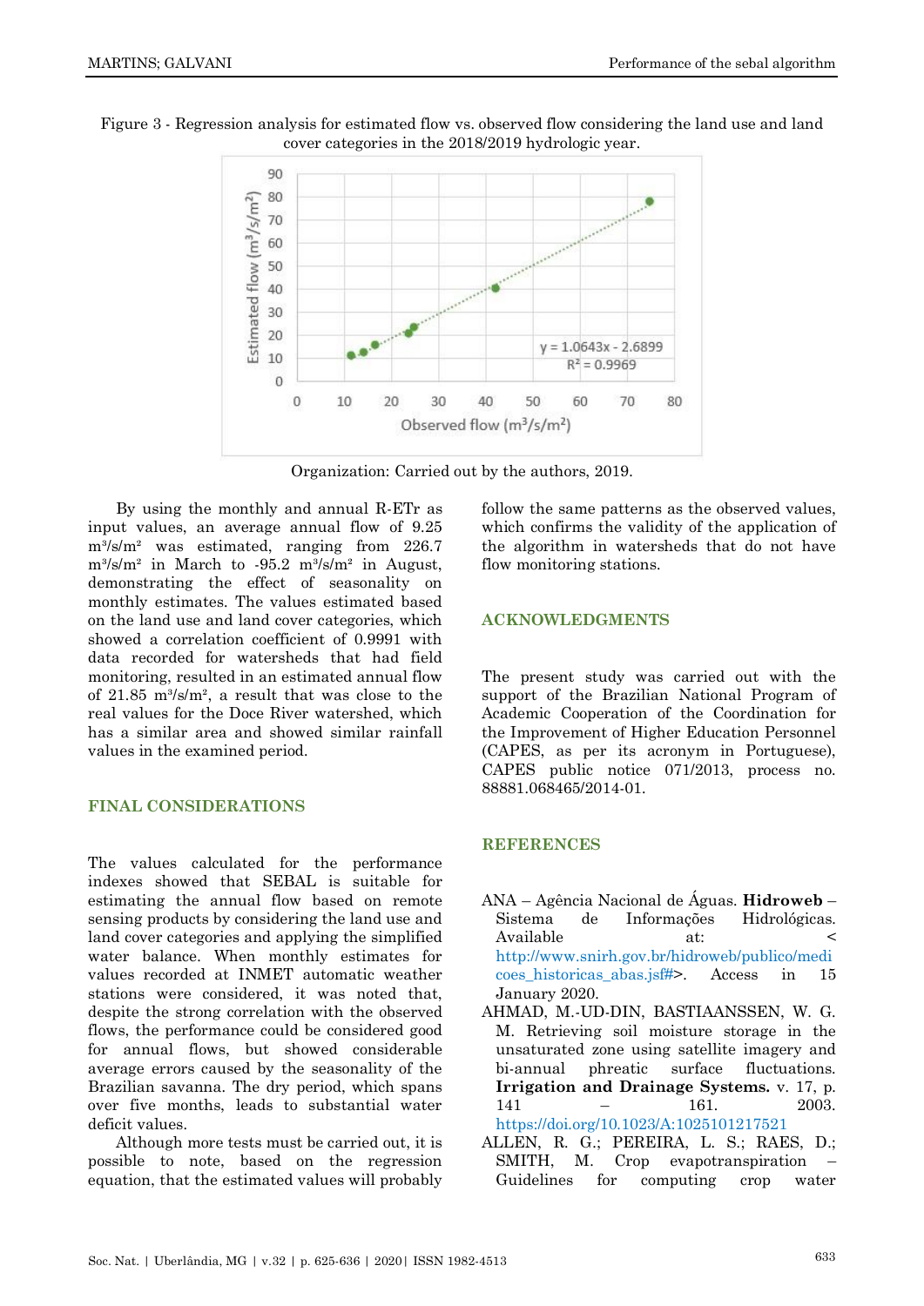Figure 3 - Regression analysis for estimated flow vs. observed flow considering the land use and land cover categories in the 2018/2019 hydrologic year.

Organization: Carried out by the authors, 2019.

By using the monthly and annual R-ETr as input values, an average annual flow of 9.25 $m^3/s/m^2$ was estimated, ranging from 226.7 $m^3/s/m^2$ in March to -95.2 $m^3/s/m^2$ in August, demonstrating the effect of seasonality on monthly estimates. The values estimated based on the land use and land cover categories, which showed a correlation coefficient of 0.9991 with data recorded for watersheds that had field monitoring, resulted in an estimated annual flow of 21.85 $m^3/s/m^2$, a result that was close to the real values for the Doce River watershed, which has a similar area and showed similar rainfall values in the examined period.

## FINAL CONSIDERATIONS

The values calculated for the performance indexes showed that SEBAL is suitable for estimating the annual flow based on remote sensing products by considering the land use and land cover categories and applying the simplified water balance. When monthly estimates for values recorded at INMET automatic weather stations were considered, it was noted that, despite the strong correlation with the observed flows, the performance could be considered good for annual flows, but showed considerable average errors caused by the seasonality of the Brazilian savanna. The dry period, which spans over five months, leads to substantial water deficit values.

Although more tests must be carried out, it is possible to note, based on the regression equation, that the estimated values will probably follow the same patterns as the observed values, which confirms the validity of the application of the algorithm in watersheds that do not have flow monitoring stations.

## ACKNOWLEDGMENTS

The present study was carried out with the support of the Brazilian National Program of Academic Cooperation of the Coordination for the Improvement of Higher Education Personnel (CAPES, as per its acronym in Portuguese), CAPES public notice 071/2013, process no. 88881.068465/2014-01.

## REFERENCES

ANA – Agência Nacional de Águas. **Hidroweb** – Sistema de Informações Hidrológicas. Available at: < http://www.snirh.gov.br/hidroweb/publico/medicoes_historicas_abas.jsf#>. Access in 15 January 2020.

AHMAD, M.-UD-DIN, BASTIAANSSEN, W. G. M. Retrieving soil moisture storage in the unsaturated zone using satellite imagery and bi-annual phreatic surface fluctuations. **Irrigation and Drainage Systems.** v. 17, p. 141 – 161. 2003. https://doi.org/10.1023/A:1025101217521

ALLEN, R. G.; PEREIRA, L. S.; RAES, D.; SMITH, M. Crop evapotranspiration – Guidelines for computing crop water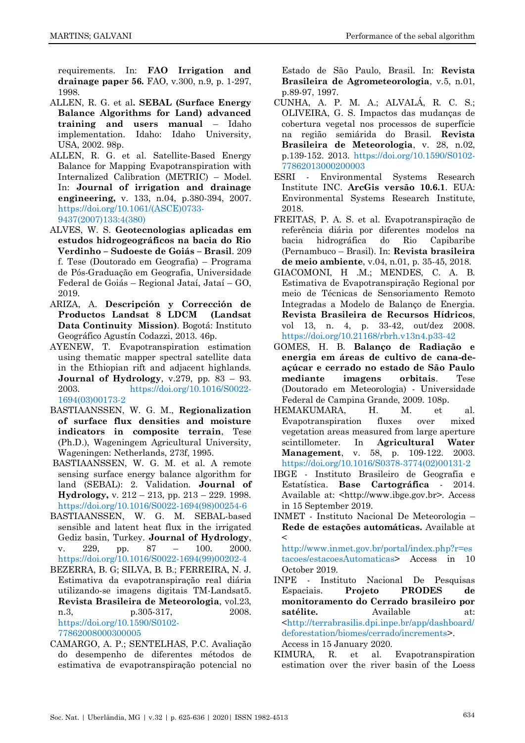requirements. In: **FAO Irrigation and drainage paper 56.** FAO, v.300, n.9, p. 1-297, 1998.

ALLEN, R. G. et al**. SEBAL (Surface Energy Balance Algorithms for Land) advanced training and users manual** – Idaho implementation. Idaho: Idaho University, USA, 2002. 98p.

ALLEN, R. G. et al. Satellite-Based Energy Balance for Mapping Evapotranspiration with Internalized Calibration (METRIC) – Model. In: **Journal of irrigation and drainage engineering,** v. 133, n.04, p.380-394, 2007. https://doi.org/10.1061/(ASCE)0733-9437(2007)133:4(380)

ALVES, W. S. **Geotecnologias aplicadas em estudos hidrogeográficos na bacia do Rio Verdinho – Sudoeste de Goiás – Brasil**. 209 f. Tese (Doutorado em Geografia) – Programa de Pós-Graduação em Geografia, Universidade Federal de Goiás – Regional Jataí, Jataí – GO, 2019.

ARIZA, A. **Descripción y Corrección de Productos Landsat 8 LDCM (Landsat Data Continuity Mission)**. Bogotá: Instituto Geográfico Agustín Codazzi, 2013. 46p.

AYENEW, T. Evapotranspiration estimation using thematic mapper spectral satellite data in the Ethiopian rift and adjacent highlands. **Journal of Hydrology**, v.279, pp. 83 – 93. 2003. https://doi.org/10.1016/S0022-1694(03)00173-2

BASTIAANSSEN, W. G. M., **Regionalization of surface flux densities and moisture indicators in composite terrain**, Tese (Ph.D.), Wageningem Agricultural University, Wageningen: Netherlands, 273f, 1995.

BASTIAANSSEN, W. G. M. et al. A remote sensing surface energy balance algorithm for land (SEBAL): 2. Validation. **Journal of Hydrology,** v. 212 – 213, pp. 213 – 229. 1998. https://doi.org/10.1016/S0022-1694(98)00254-6

BASTIAANSSEN, W. G. M. SEBAL-based sensible and latent heat flux in the irrigated Gediz basin, Turkey. **Journal of Hydrology**, v. 229, pp. 87 – 100. 2000. https://doi.org/10.1016/S0022-1694(99)00202-4

BEZERRA, B. G; SILVA, B. B.; FERREIRA, N. J. Estimativa da evapotranspiração real diária utilizando-se imagens digitais TM-Landsat5. **Revista Brasileira de Meteorologia**, vol.23, n.3, p.305-317, 2008. https://doi.org/10.1590/S0102-77862008000300005

CAMARGO, A. P.; SENTELHAS, P.C. Avaliação do desempenho de diferentes métodos de estimativa de evapotranspiração potencial no Estado de São Paulo, Brasil. In: **Revista Brasileira de Agrometeorologia**, v.5, n.01, p.89-97, 1997.

CUNHA, A. P. M. A.; ALVALÁ, R. C. S.; OLIVEIRA, G. S. Impactos das mudanças de cobertura vegetal nos processos de superfície na região semiárida do Brasil. **Revista Brasileira de Meteorologia**, v. 28, n.02, p.139-152. 2013. https://doi.org/10.1590/S0102-77862013000200003

ESRI - Environmental Systems Research Institute INC. **ArcGis versão 10.6.1**. EUA: Environmental Systems Research Institute, 2018.

FREITAS, P. A. S. et al. Evapotranspiração de referência diária por diferentes modelos na bacia hidrográfica do Rio Capibaribe (Pernambuco – Brasil). In: **Revista brasileira de meio ambiente**, v.04, n.01, p. 35-45, 2018.

GIACOMONI, H .M.; MENDES, C. A. B. Estimativa de Evapotranspiração Regional por meio de Técnicas de Sensoriamento Remoto Integradas a Modelo de Balanço de Energia. **Revista Brasileira de Recursos Hídricos**, vol 13, n. 4, p. 33-42, out/dez 2008. https://doi.org/10.21168/rbrh.v13n4.p33-42

GOMES, H. B. **Balanço de Radiação e energia em áreas de cultivo de cana-de-açúcar e cerrado no estado de São Paulo mediante imagens orbitais**. Tese (Doutorado em Meteorologia) - Universidade Federal de Campina Grande, 2009. 108p.

HEMAKUMARA, H. M. et al. Evapotranspiration fluxes over mixed vegetation areas measured from large aperture scintillometer. In **Agricultural Water Management**, v. 58, p. 109-122. 2003. https://doi.org/10.1016/S0378-3774(02)00131-2

IBGE - Instituto Brasileiro de Geografia e Estatística. **Base Cartográfica** - 2014. Available at: <http://www.ibge.gov.br>. Access in 15 September 2019.

INMET - Instituto Nacional De Meteorologia – **Rede de estações automáticas.** Available at < http://www.inmet.gov.br/portal/index.php?r=estacoes/estacoesAutomaticas> Access in 10 October 2019.

INPE - Instituto Nacional De Pesquisas Espaciais. **Projeto PRODES de monitoramento do Cerrado brasileiro por satélite.** Available at: <http://terrabrasilis.dpi.inpe.br/app/dashboard/deforestation/biomes/cerrado/increments>. Access in 15 January 2020.

KIMURA, R. et al. Evapotranspiration estimation over the river basin of the Loess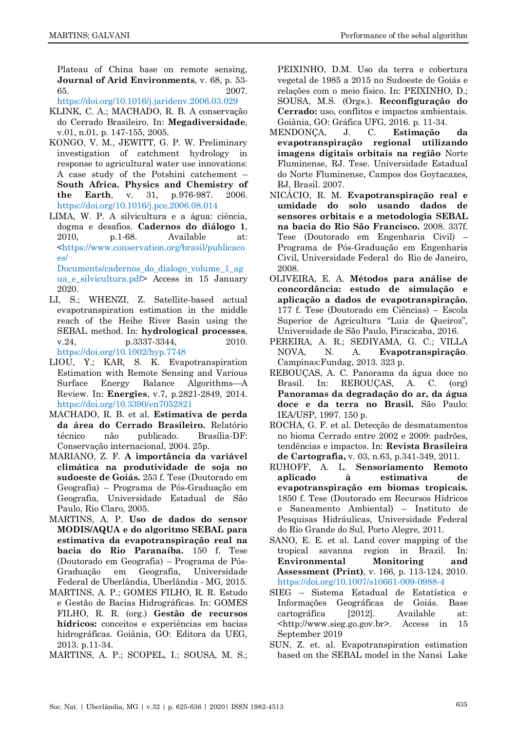Plateau of China base on remote sensing, **Journal of Arid Environments**, v. 68, p. 53-65. 2007. https://doi.org/10.1016/j.jaridenv.2006.03.029

KLINK, C. A.; MACHADO, R. B. A conservação do Cerrado Brasileiro. In: **Megadiversidade**, v.01, n.01, p. 147-155, 2005.

KONGO, V. M., JEWITT, G. P. W. Preliminary investigation of catchment hydrology in response to agricultural water use innovations: A case study of the Potshini catchement – **South Africa. Physics and Chemistry of the Earth**, v. 31, p.976-987. 2006. https://doi.org/10.1016/j.pce.2006.08.014

LIMA, W. P. A silvicultura e a água: ciência, dogma e desafios. **Cadernos do diálogo 1**, 2010, p.1-68. Available at: <https://www.conservation.org/brasil/publicacoes/ Documents/cadernos_do_dialogo_volume_1_agua_e_silvicultura.pdf> Access in 15 January 2020.

LI, S.; WHENZI, Z. Satellite-based actual evapotranspiration estimation in the middle reach of the Heihe River Basin using the SEBAL method. In: **hydrological processes**, v.24, p.3337-3344, 2010. https://doi.org/10.1002/hyp.7748

LIOU, Y.; KAR, S. K. Evapotranspiration Estimation with Remote Sensing and Various Surface Energy Balance Algorithms—A Review. In: **Energies**, v.7, p.2821-2849, 2014. https://doi.org/10.3390/en7052821

MACHADO, R. B. et al. **Estimativa de perda da área do Cerrado Brasileiro.** Relatório técnico não publicado. Brasília-DF: Conservação internacional, 2004. 25p.

MARIANO, Z. F. **A importância da variável climática na produtividade de soja no sudoeste de Goiás.** 253 f. Tese (Doutorado em Geografia) – Programa de Pós-Graduação em Geografia, Universidade Estadual de São Paulo, Rio Claro, 2005.

MARTINS, A. P. **Uso de dados do sensor MODIS/AQUA e do algoritmo SEBAL para estimativa da evapotranspiração real na bacia do Rio Paranaíba.** 150 f. Tese (Doutorado em Geografia) – Programa de Pós-Graduação em Geografia, Universidade Federal de Uberlândia, Uberlândia - MG, 2015.

MARTINS, A. P.; GOMES FILHO, R. R. Estudo e Gestão de Bacias Hidrográficas. In: GOMES FILHO, R. R. (org.) **Gestão de recursos hídricos:** conceitos e experiências em bacias hidrográficas. Goiânia, GO: Editora da UEG, 2013. p.11-34.

MARTINS, A. P.; SCOPEL, I.; SOUSA, M. S.; PEIXINHO, D.M. Uso da terra e cobertura vegetal de 1985 a 2015 no Sudoeste de Goiás e relações com o meio físico. In: PEIXINHO, D.; SOUSA, M.S. (Orgs.). **Reconfiguração do Cerrado:** uso, conflitos e impactos ambientais. Goiânia, GO: Gráfica UFG, 2016. p. 11-34.

MENDONÇA, J. C. **Estimação da evapotranspiração regional utilizando imagens digitais orbitais na região** Norte Fluminense, RJ. Tese. Universidade Estadual do Norte Fluminense, Campos dos Goytacazes, RJ, Brasil. 2007.

NICÁCIO, R. M. **Evapotranspiração real e umidade do solo usando dados de sensores orbitais e a metodologia SEBAL na bacia do Rio São Francisco.** 2008. 337f. Tese (Doutorado em Engenharia Civil) – Programa de Pós-Graduação em Engenharia Civil, Universidade Federal do Rio de Janeiro, 2008.

OLIVEIRA, E. A. **Métodos para análise de concordância: estudo de simulação e aplicação a dados de evapotranspiração.** 177 f. Tese (Doutorado em Ciências) – Escola Superior de Agricultura "Luiz de Queiroz", Universidade de São Paulo, Piracicaba, 2016.

PEREIRA, A. R.; SEDIYAMA, G. C.; VILLA NOVA, N. A. **Evapotranspiração**. Campinas:Fundag, 2013. 323 p.

REBOUÇAS, A. C. Panorama da água doce no Brasil. In: REBOUÇAS, A. C. (org) **Panoramas da degradação do ar, da água doce e da terra no Brasil.** São Paulo: IEA/USP, 1997. 150 p.

ROCHA, G. F. et al. Detecção de desmatamentos no bioma Cerrado entre 2002 e 2009: padrões, tendências e impactos. In: **Revista Brasileira de Cartografia,** v. 03, n.63, p.341-349, 2011.

RUHOFF, A. L. **Sensoriamento Remoto aplicado à estimativa de evapotranspiração em biomas tropicais.** 1850 f. Tese (Doutorado em Recursos Hídricos e Saneamento Ambiental) – Instituto de Pesquisas Hidráulicas, Universidade Federal do Rio Grande do Sul, Porto Alegre, 2011.

SANO, E. E. et al. Land cover mapping of the tropical savanna region in Brazil. In: **Environmental Monitoring and Assessment (Print)**, v. 166, p. 113-124, 2010. https://doi.org/10.1007/s10661-009-0988-4

SIEG – Sistema Estadual de Estatística e Informações Geográficas de Goiás. Base cartográfica [2012]. Available at: <http://www.sieg.go.gov.br>. Access in 15 September 2019

SUN, Z. et. al. Evapotranspiration estimation based on the SEBAL model in the Nansi Lake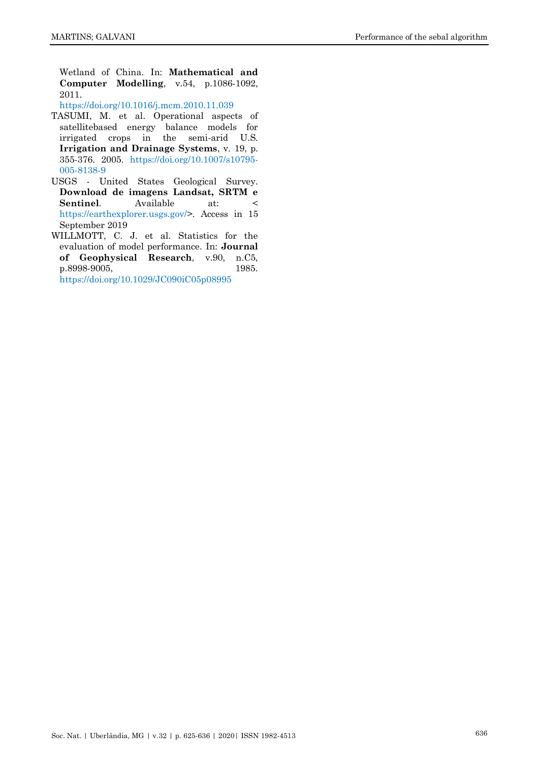Wetland of China. In: **Mathematical and Computer Modelling**, v.54, p.1086-1092, 2011. https://doi.org/10.1016/j.mcm.2010.11.039

TASUMI, M. et al. Operational aspects of satellitebased energy balance models for irrigated crops in the semi-arid U.S. **Irrigation and Drainage Systems**, v. 19, p. 355-376. 2005. https://doi.org/10.1007/s10795-005-8138-9

USGS - United States Geological Survey. **Download de imagens Landsat, SRTM e Sentinel**. Available at: < https://earthexplorer.usgs.gov/>. Access in 15 September 2019

WILLMOTT, C. J. et al. Statistics for the evaluation of model performance. In: **Journal of Geophysical Research**, v.90, n.C5, p.8998-9005, 1985. https://doi.org/10.1029/JC090iC05p08995